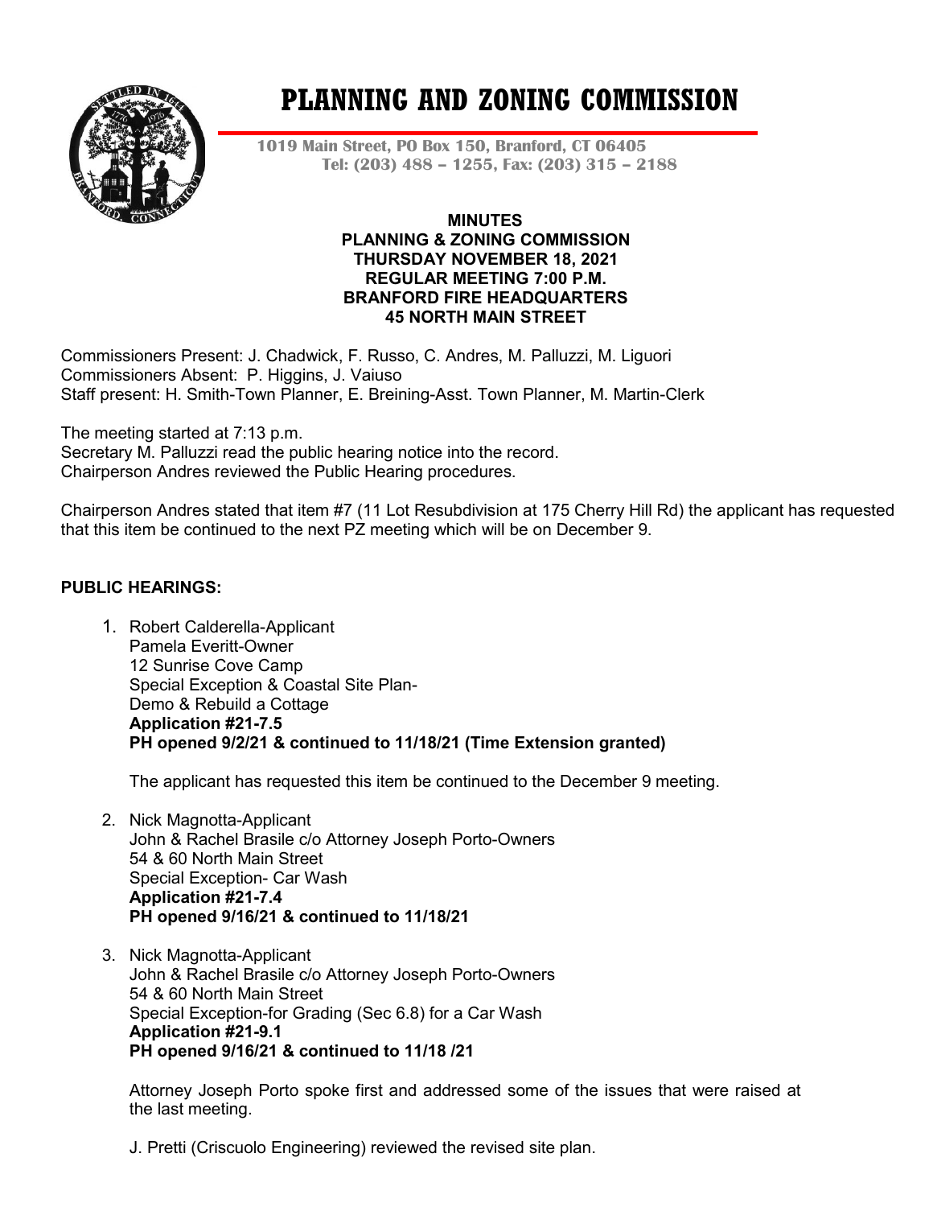# PLANNING AND ZONING COMMISSION

**1019 Main Street, PO Box 150, Branford, CT 06405**
**Tel: (203) 488 – 1255, Fax: (203) 315 – 2188**

**MINUTES**
**PLANNING & ZONING COMMISSION**
**THURSDAY NOVEMBER 18, 2021**
**REGULAR MEETING 7:00 P.M.**
**BRANFORD FIRE HEADQUARTERS**
**45 NORTH MAIN STREET**

Commissioners Present: J. Chadwick, F. Russo, C. Andres, M. Palluzzi, M. Liguori
Commissioners Absent: P. Higgins, J. Vaiuso
Staff present: H. Smith-Town Planner, E. Breining-Asst. Town Planner, M. Martin-Clerk

The meeting started at 7:13 p.m.
Secretary M. Palluzzi read the public hearing notice into the record.
Chairperson Andres reviewed the Public Hearing procedures.

Chairperson Andres stated that item #7 (11 Lot Resubdivision at 175 Cherry Hill Rd) the applicant has requested that this item be continued to the next PZ meeting which will be on December 9.

**PUBLIC HEARINGS:**

1. Robert Calderella-Applicant
   Pamela Everitt-Owner
   12 Sunrise Cove Camp
   Special Exception & Coastal Site Plan-
   Demo & Rebuild a Cottage
   **Application #21-7.5**
   **PH opened 9/2/21 & continued to 11/18/21 (Time Extension granted)**

   The applicant has requested this item be continued to the December 9 meeting.

2. Nick Magnotta-Applicant
   John & Rachel Brasile c/o Attorney Joseph Porto-Owners
   54 & 60 North Main Street
   Special Exception- Car Wash
   **Application #21-7.4**
   **PH opened 9/16/21 & continued to 11/18/21**

3. Nick Magnotta-Applicant
   John & Rachel Brasile c/o Attorney Joseph Porto-Owners
   54 & 60 North Main Street
   Special Exception-for Grading (Sec 6.8) for a Car Wash
   **Application #21-9.1**
   **PH opened 9/16/21 & continued to 11/18 /21**

   Attorney Joseph Porto spoke first and addressed some of the issues that were raised at the last meeting.

   J. Pretti (Criscuolo Engineering) reviewed the revised site plan.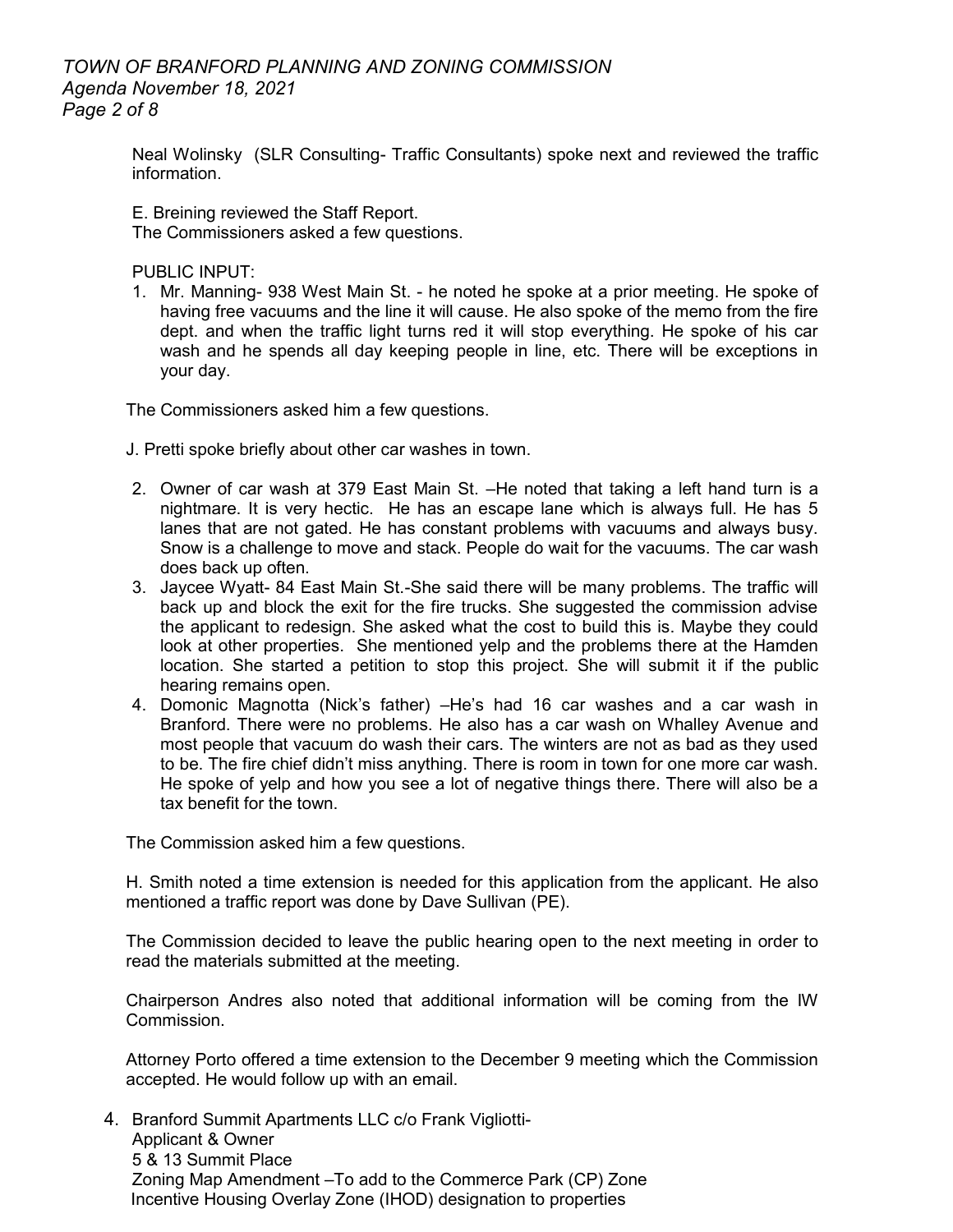Neal Wolinsky (SLR Consulting- Traffic Consultants) spoke next and reviewed the traffic information.

E. Breining reviewed the Staff Report.
The Commissioners asked a few questions.

PUBLIC INPUT:

1. Mr. Manning- 938 West Main St. - he noted he spoke at a prior meeting. He spoke of having free vacuums and the line it will cause. He also spoke of the memo from the fire dept. and when the traffic light turns red it will stop everything. He spoke of his car wash and he spends all day keeping people in line, etc. There will be exceptions in your day.

The Commissioners asked him a few questions.

J. Pretti spoke briefly about other car washes in town.

2. Owner of car wash at 379 East Main St. –He noted that taking a left hand turn is a nightmare. It is very hectic. He has an escape lane which is always full. He has 5 lanes that are not gated. He has constant problems with vacuums and always busy. Snow is a challenge to move and stack. People do wait for the vacuums. The car wash does back up often.
3. Jaycee Wyatt- 84 East Main St.-She said there will be many problems. The traffic will back up and block the exit for the fire trucks. She suggested the commission advise the applicant to redesign. She asked what the cost to build this is. Maybe they could look at other properties. She mentioned yelp and the problems there at the Hamden location. She started a petition to stop this project. She will submit it if the public hearing remains open.
4. Domonic Magnotta (Nick's father) –He's had 16 car washes and a car wash in Branford. There were no problems. He also has a car wash on Whalley Avenue and most people that vacuum do wash their cars. The winters are not as bad as they used to be. The fire chief didn't miss anything. There is room in town for one more car wash. He spoke of yelp and how you see a lot of negative things there. There will also be a tax benefit for the town.

The Commission asked him a few questions.

H. Smith noted a time extension is needed for this application from the applicant. He also mentioned a traffic report was done by Dave Sullivan (PE).

The Commission decided to leave the public hearing open to the next meeting in order to read the materials submitted at the meeting.

Chairperson Andres also noted that additional information will be coming from the IW Commission.

Attorney Porto offered a time extension to the December 9 meeting which the Commission accepted. He would follow up with an email.

4. Branford Summit Apartments LLC c/o Frank Vigliotti-
   Applicant & Owner
   5 & 13 Summit Place
   Zoning Map Amendment –To add to the Commerce Park (CP) Zone
   Incentive Housing Overlay Zone (IHOD) designation to properties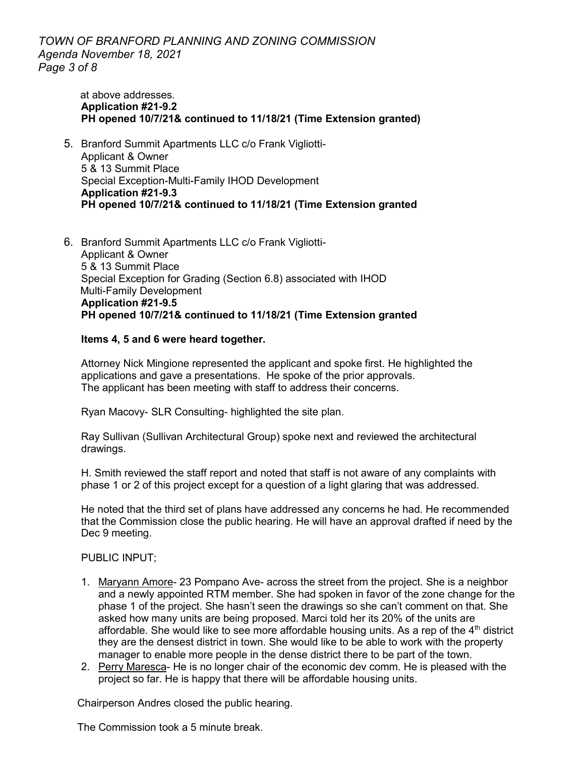at above addresses.
**Application #21-9.2**
**PH opened 10/7/21& continued to 11/18/21 (Time Extension granted)**

5. Branford Summit Apartments LLC c/o Frank Vigliotti-
   Applicant & Owner
   5 & 13 Summit Place
   Special Exception-Multi-Family IHOD Development
   **Application #21-9.3**
   **PH opened 10/7/21& continued to 11/18/21 (Time Extension granted**

6. Branford Summit Apartments LLC c/o Frank Vigliotti-
   Applicant & Owner
   5 & 13 Summit Place
   Special Exception for Grading (Section 6.8) associated with IHOD
   Multi-Family Development
   **Application #21-9.5**
   **PH opened 10/7/21& continued to 11/18/21 (Time Extension granted**

**Items 4, 5 and 6 were heard together.**

Attorney Nick Mingione represented the applicant and spoke first. He highlighted the applications and gave a presentations. He spoke of the prior approvals.
The applicant has been meeting with staff to address their concerns.

Ryan Macovy- SLR Consulting- highlighted the site plan.

Ray Sullivan (Sullivan Architectural Group) spoke next and reviewed the architectural drawings.

H. Smith reviewed the staff report and noted that staff is not aware of any complaints with phase 1 or 2 of this project except for a question of a light glaring that was addressed.

He noted that the third set of plans have addressed any concerns he had. He recommended that the Commission close the public hearing. He will have an approval drafted if need by the Dec 9 meeting.

PUBLIC INPUT;

1. Maryann Amore- 23 Pompano Ave- across the street from the project. She is a neighbor and a newly appointed RTM member. She had spoken in favor of the zone change for the phase 1 of the project. She hasn't seen the drawings so she can't comment on that. She asked how many units are being proposed. Marci told her its 20% of the units are affordable. She would like to see more affordable housing units. As a rep of the 4th district they are the densest district in town. She would like to be able to work with the property manager to enable more people in the dense district there to be part of the town.
2. Perry Maresca- He is no longer chair of the economic dev comm. He is pleased with the project so far. He is happy that there will be affordable housing units.

Chairperson Andres closed the public hearing.

The Commission took a 5 minute break.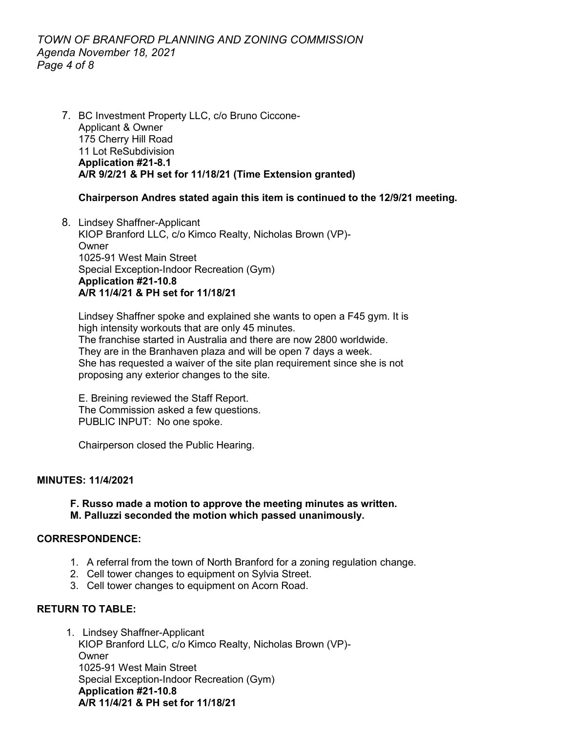7. BC Investment Property LLC, c/o Bruno Ciccone-
   Applicant & Owner
   175 Cherry Hill Road
   11 Lot ReSubdivision
   **Application #21-8.1**
   **A/R 9/2/21 & PH set for 11/18/21 (Time Extension granted)**

   **Chairperson Andres stated again this item is continued to the 12/9/21 meeting.**

8. Lindsey Shaffner-Applicant
   KIOP Branford LLC, c/o Kimco Realty, Nicholas Brown (VP)-
   Owner
   1025-91 West Main Street
   Special Exception-Indoor Recreation (Gym)
   **Application #21-10.8**
   **A/R 11/4/21 & PH set for 11/18/21**

   Lindsey Shaffner spoke and explained she wants to open a F45 gym. It is high intensity workouts that are only 45 minutes.
   The franchise started in Australia and there are now 2800 worldwide.
   They are in the Branhaven plaza and will be open 7 days a week.
   She has requested a waiver of the site plan requirement since she is not proposing any exterior changes to the site.

   E. Breining reviewed the Staff Report.
   The Commission asked a few questions.
   PUBLIC INPUT: No one spoke.

   Chairperson closed the Public Hearing.

## MINUTES: 11/4/2021

**F. Russo made a motion to approve the meeting minutes as written.**
**M. Palluzzi seconded the motion which passed unanimously.**

## CORRESPONDENCE:

1. A referral from the town of North Branford for a zoning regulation change.
2. Cell tower changes to equipment on Sylvia Street.
3. Cell tower changes to equipment on Acorn Road.

## RETURN TO TABLE:

1. Lindsey Shaffner-Applicant
   KIOP Branford LLC, c/o Kimco Realty, Nicholas Brown (VP)-
   Owner
   1025-91 West Main Street
   Special Exception-Indoor Recreation (Gym)
   **Application #21-10.8**
   **A/R 11/4/21 & PH set for 11/18/21**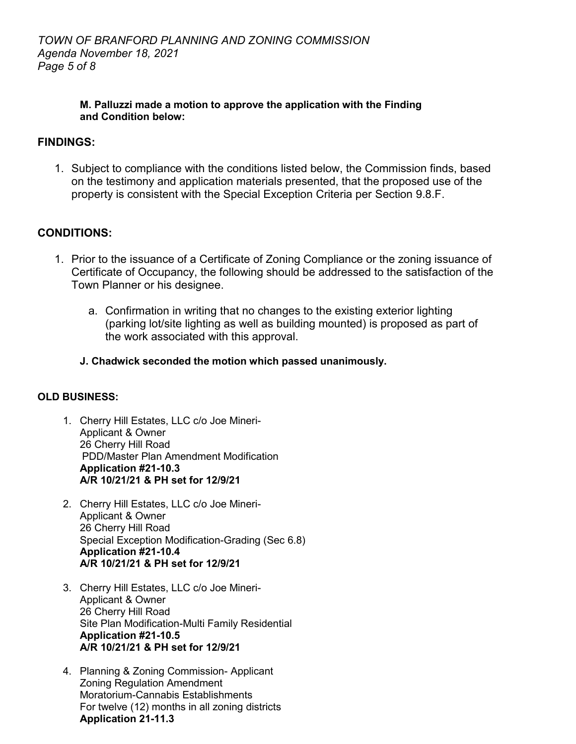**M. Palluzzi made a motion to approve the application with the Finding and Condition below:**

## FINDINGS:

1. Subject to compliance with the conditions listed below, the Commission finds, based on the testimony and application materials presented, that the proposed use of the property is consistent with the Special Exception Criteria per Section 9.8.F.

## CONDITIONS:

1. Prior to the issuance of a Certificate of Zoning Compliance or the zoning issuance of Certificate of Occupancy, the following should be addressed to the satisfaction of the Town Planner or his designee.

   a. Confirmation in writing that no changes to the existing exterior lighting (parking lot/site lighting as well as building mounted) is proposed as part of the work associated with this approval.

**J. Chadwick seconded the motion which passed unanimously.**

## OLD BUSINESS:

1. Cherry Hill Estates, LLC c/o Joe Mineri- Applicant & Owner
   26 Cherry Hill Road
   PDD/Master Plan Amendment Modification
   **Application #21-10.3**
   **A/R 10/21/21 & PH set for 12/9/21**

2. Cherry Hill Estates, LLC c/o Joe Mineri- Applicant & Owner
   26 Cherry Hill Road
   Special Exception Modification-Grading (Sec 6.8)
   **Application #21-10.4**
   **A/R 10/21/21 & PH set for 12/9/21**

3. Cherry Hill Estates, LLC c/o Joe Mineri- Applicant & Owner
   26 Cherry Hill Road
   Site Plan Modification-Multi Family Residential
   **Application #21-10.5**
   **A/R 10/21/21 & PH set for 12/9/21**

4. Planning & Zoning Commission- Applicant
   Zoning Regulation Amendment
   Moratorium-Cannabis Establishments
   For twelve (12) months in all zoning districts
   **Application 21-11.3**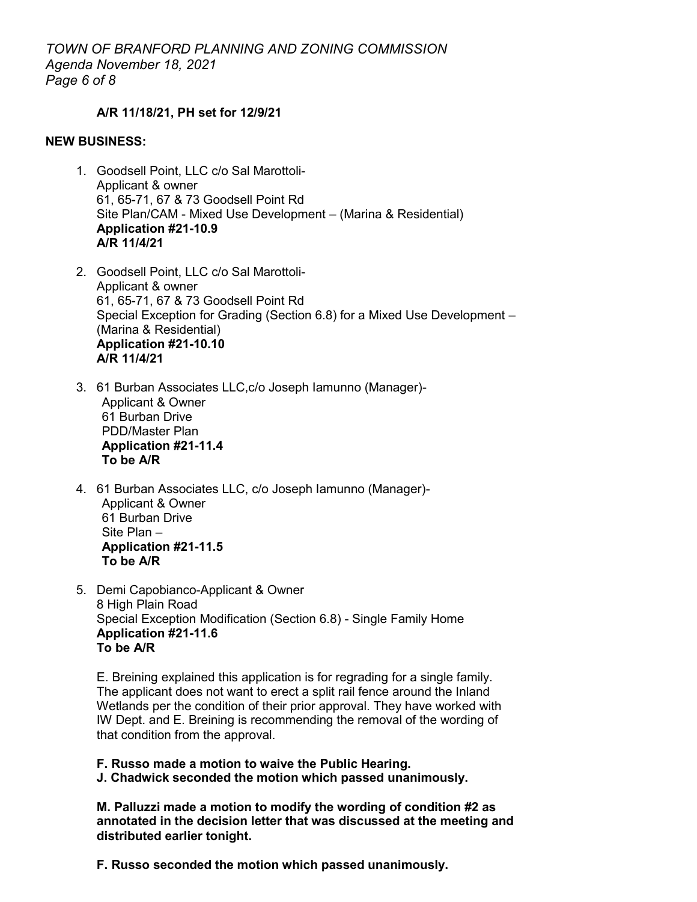**A/R 11/18/21, PH set for 12/9/21**

**NEW BUSINESS:**

1. Goodsell Point, LLC c/o Sal Marottoli-
   Applicant & owner
   61, 65-71, 67 & 73 Goodsell Point Rd
   Site Plan/CAM - Mixed Use Development – (Marina & Residential)
   **Application #21-10.9**
   **A/R 11/4/21**

2. Goodsell Point, LLC c/o Sal Marottoli-
   Applicant & owner
   61, 65-71, 67 & 73 Goodsell Point Rd
   Special Exception for Grading (Section 6.8) for a Mixed Use Development – (Marina & Residential)
   **Application #21-10.10**
   **A/R 11/4/21**

3. 61 Burban Associates LLC,c/o Joseph Iamunno (Manager)-
   Applicant & Owner
   61 Burban Drive
   PDD/Master Plan
   **Application #21-11.4**
   **To be A/R**

4. 61 Burban Associates LLC, c/o Joseph Iamunno (Manager)-
   Applicant & Owner
   61 Burban Drive
   Site Plan –
   **Application #21-11.5**
   **To be A/R**

5. Demi Capobianco-Applicant & Owner
   8 High Plain Road
   Special Exception Modification (Section 6.8) - Single Family Home
   **Application #21-11.6**
   **To be A/R**

   E. Breining explained this application is for regrading for a single family. The applicant does not want to erect a split rail fence around the Inland Wetlands per the condition of their prior approval. They have worked with IW Dept. and E. Breining is recommending the removal of the wording of that condition from the approval.

   **F. Russo made a motion to waive the Public Hearing.**
   **J. Chadwick seconded the motion which passed unanimously.**

   **M. Palluzzi made a motion to modify the wording of condition #2 as annotated in the decision letter that was discussed at the meeting and distributed earlier tonight.**

   **F. Russo seconded the motion which passed unanimously.**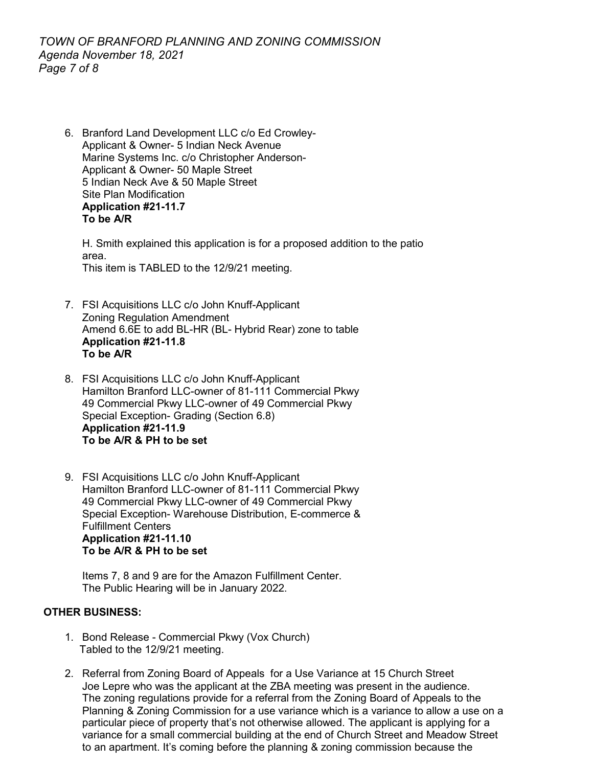6. Branford Land Development LLC c/o Ed Crowley-
   Applicant & Owner- 5 Indian Neck Avenue
   Marine Systems Inc. c/o Christopher Anderson-
   Applicant & Owner- 50 Maple Street
   5 Indian Neck Ave & 50 Maple Street
   Site Plan Modification
   **Application #21-11.7**
   **To be A/R**

   H. Smith explained this application is for a proposed addition to the patio area.
   This item is TABLED to the 12/9/21 meeting.

7. FSI Acquisitions LLC c/o John Knuff-Applicant
   Zoning Regulation Amendment
   Amend 6.6E to add BL-HR (BL- Hybrid Rear) zone to table
   **Application #21-11.8**
   **To be A/R**

8. FSI Acquisitions LLC c/o John Knuff-Applicant
   Hamilton Branford LLC-owner of 81-111 Commercial Pkwy
   49 Commercial Pkwy LLC-owner of 49 Commercial Pkwy
   Special Exception- Grading (Section 6.8)
   **Application #21-11.9**
   **To be A/R & PH to be set**

9. FSI Acquisitions LLC c/o John Knuff-Applicant
   Hamilton Branford LLC-owner of 81-111 Commercial Pkwy
   49 Commercial Pkwy LLC-owner of 49 Commercial Pkwy
   Special Exception- Warehouse Distribution, E-commerce & Fulfillment Centers
   **Application #21-11.10**
   **To be A/R & PH to be set**

   Items 7, 8 and 9 are for the Amazon Fulfillment Center.
   The Public Hearing will be in January 2022.

**OTHER BUSINESS:**

1. Bond Release - Commercial Pkwy (Vox Church)
   Tabled to the 12/9/21 meeting.

2. Referral from Zoning Board of Appeals for a Use Variance at 15 Church Street
   Joe Lepre who was the applicant at the ZBA meeting was present in the audience.
   The zoning regulations provide for a referral from the Zoning Board of Appeals to the Planning & Zoning Commission for a use variance which is a variance to allow a use on a particular piece of property that's not otherwise allowed. The applicant is applying for a variance for a small commercial building at the end of Church Street and Meadow Street to an apartment. It's coming before the planning & zoning commission because the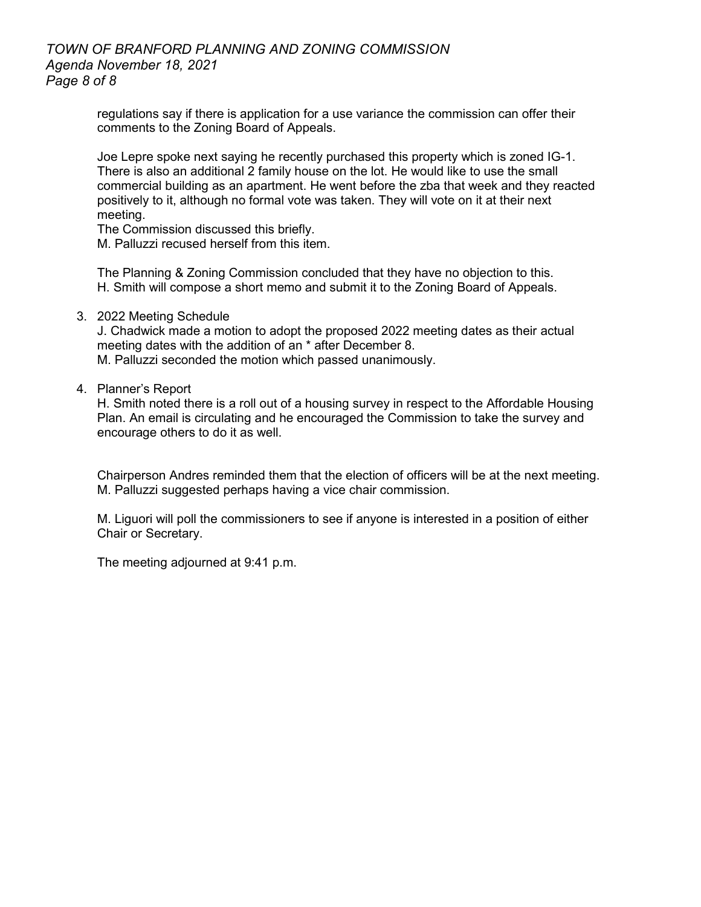regulations say if there is application for a use variance the commission can offer their comments to the Zoning Board of Appeals.

Joe Lepre spoke next saying he recently purchased this property which is zoned IG-1. There is also an additional 2 family house on the lot. He would like to use the small commercial building as an apartment. He went before the zba that week and they reacted positively to it, although no formal vote was taken. They will vote on it at their next meeting.
The Commission discussed this briefly.
M. Palluzzi recused herself from this item.

The Planning & Zoning Commission concluded that they have no objection to this.
H. Smith will compose a short memo and submit it to the Zoning Board of Appeals.

3. 2022 Meeting Schedule
   J. Chadwick made a motion to adopt the proposed 2022 meeting dates as their actual meeting dates with the addition of an * after December 8.
   M. Palluzzi seconded the motion which passed unanimously.

4. Planner's Report
   H. Smith noted there is a roll out of a housing survey in respect to the Affordable Housing Plan. An email is circulating and he encouraged the Commission to take the survey and encourage others to do it as well.

Chairperson Andres reminded them that the election of officers will be at the next meeting.
M. Palluzzi suggested perhaps having a vice chair commission.

M. Liguori will poll the commissioners to see if anyone is interested in a position of either Chair or Secretary.

The meeting adjourned at 9:41 p.m.